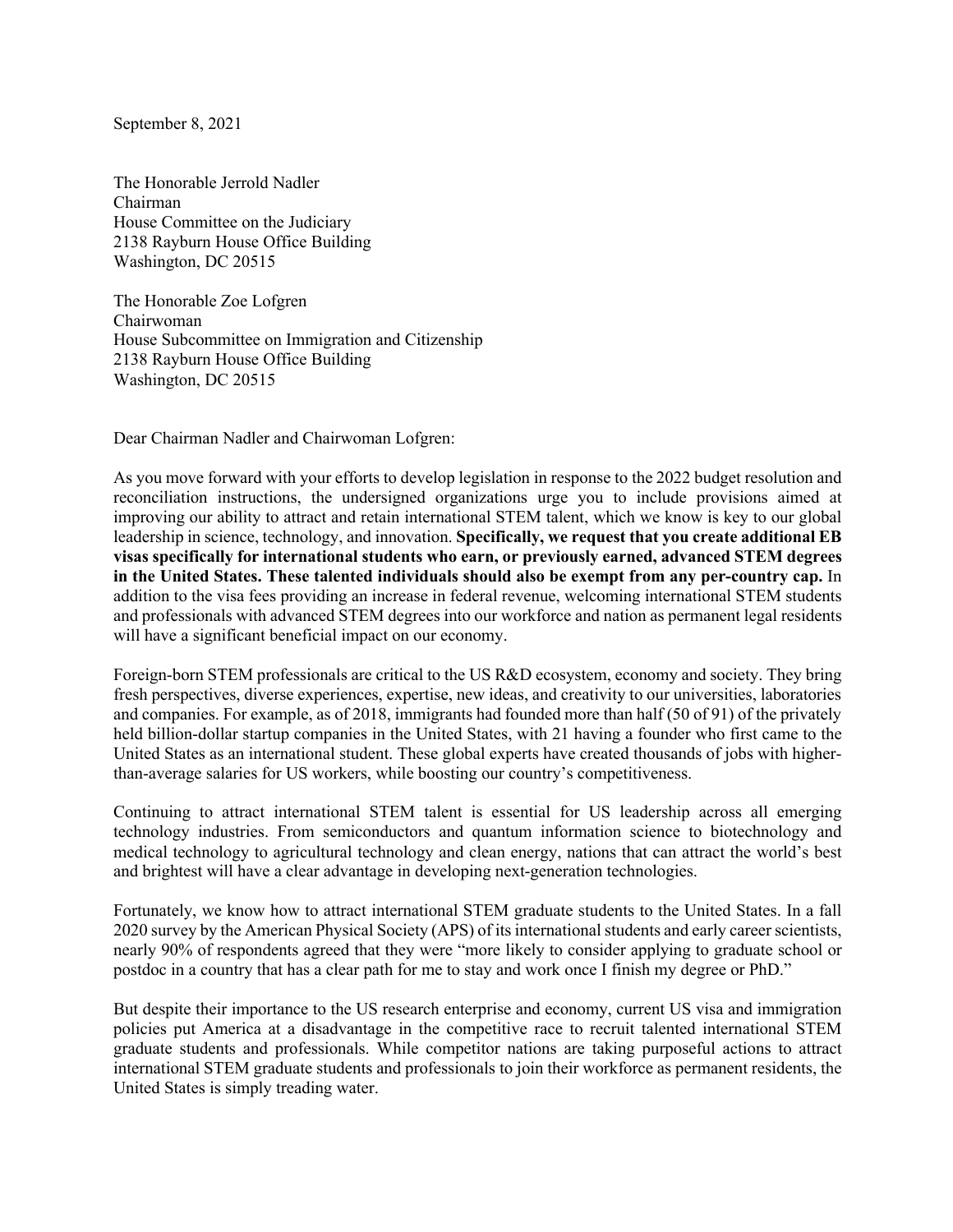September 8, 2021

The Honorable Jerrold Nadler
Chairman
House Committee on the Judiciary
2138 Rayburn House Office Building
Washington, DC 20515

The Honorable Zoe Lofgren
Chairwoman
House Subcommittee on Immigration and Citizenship
2138 Rayburn House Office Building
Washington, DC 20515

Dear Chairman Nadler and Chairwoman Lofgren:

As you move forward with your efforts to develop legislation in response to the 2022 budget resolution and reconciliation instructions, the undersigned organizations urge you to include provisions aimed at improving our ability to attract and retain international STEM talent, which we know is key to our global leadership in science, technology, and innovation. **Specifically, we request that you create additional EB visas specifically for international students who earn, or previously earned, advanced STEM degrees in the United States. These talented individuals should also be exempt from any per-country cap.** In addition to the visa fees providing an increase in federal revenue, welcoming international STEM students and professionals with advanced STEM degrees into our workforce and nation as permanent legal residents will have a significant beneficial impact on our economy.

Foreign-born STEM professionals are critical to the US R&D ecosystem, economy and society. They bring fresh perspectives, diverse experiences, expertise, new ideas, and creativity to our universities, laboratories and companies. For example, as of 2018, immigrants had founded more than half (50 of 91) of the privately held billion-dollar startup companies in the United States, with 21 having a founder who first came to the United States as an international student. These global experts have created thousands of jobs with higher-than-average salaries for US workers, while boosting our country's competitiveness.

Continuing to attract international STEM talent is essential for US leadership across all emerging technology industries. From semiconductors and quantum information science to biotechnology and medical technology to agricultural technology and clean energy, nations that can attract the world's best and brightest will have a clear advantage in developing next-generation technologies.

Fortunately, we know how to attract international STEM graduate students to the United States. In a fall 2020 survey by the American Physical Society (APS) of its international students and early career scientists, nearly 90% of respondents agreed that they were "more likely to consider applying to graduate school or postdoc in a country that has a clear path for me to stay and work once I finish my degree or PhD."

But despite their importance to the US research enterprise and economy, current US visa and immigration policies put America at a disadvantage in the competitive race to recruit talented international STEM graduate students and professionals. While competitor nations are taking purposeful actions to attract international STEM graduate students and professionals to join their workforce as permanent residents, the United States is simply treading water.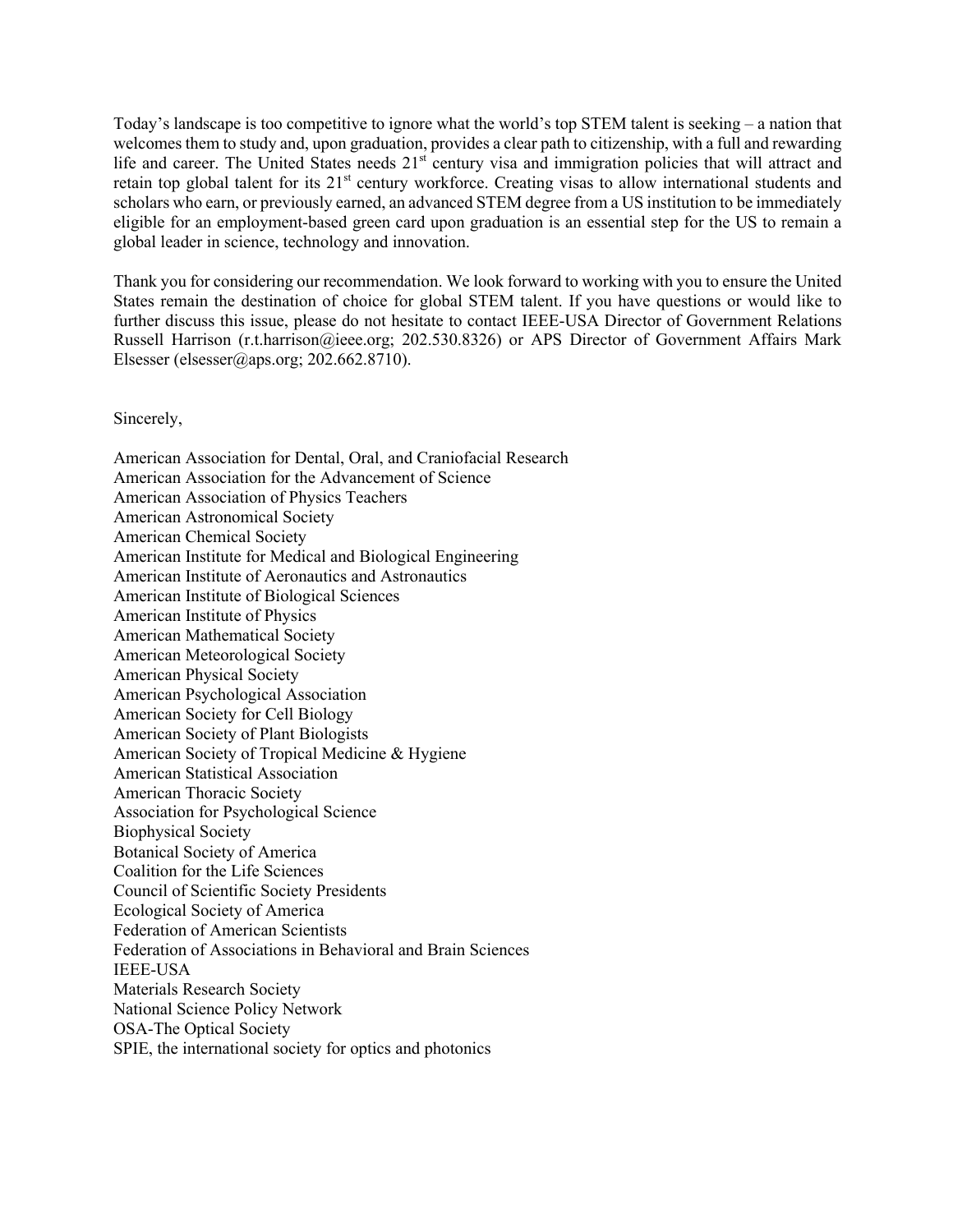Today's landscape is too competitive to ignore what the world's top STEM talent is seeking – a nation that welcomes them to study and, upon graduation, provides a clear path to citizenship, with a full and rewarding life and career. The United States needs 21st century visa and immigration policies that will attract and retain top global talent for its 21st century workforce. Creating visas to allow international students and scholars who earn, or previously earned, an advanced STEM degree from a US institution to be immediately eligible for an employment-based green card upon graduation is an essential step for the US to remain a global leader in science, technology and innovation.

Thank you for considering our recommendation. We look forward to working with you to ensure the United States remain the destination of choice for global STEM talent. If you have questions or would like to further discuss this issue, please do not hesitate to contact IEEE-USA Director of Government Relations Russell Harrison (r.t.harrison@ieee.org; 202.530.8326) or APS Director of Government Affairs Mark Elsesser (elsesser@aps.org; 202.662.8710).

Sincerely,

American Association for Dental, Oral, and Craniofacial Research
American Association for the Advancement of Science
American Association of Physics Teachers
American Astronomical Society
American Chemical Society
American Institute for Medical and Biological Engineering
American Institute of Aeronautics and Astronautics
American Institute of Biological Sciences
American Institute of Physics
American Mathematical Society
American Meteorological Society
American Physical Society
American Psychological Association
American Society for Cell Biology
American Society of Plant Biologists
American Society of Tropical Medicine & Hygiene
American Statistical Association
American Thoracic Society
Association for Psychological Science
Biophysical Society
Botanical Society of America
Coalition for the Life Sciences
Council of Scientific Society Presidents
Ecological Society of America
Federation of American Scientists
Federation of Associations in Behavioral and Brain Sciences
IEEE-USA
Materials Research Society
National Science Policy Network
OSA-The Optical Society
SPIE, the international society for optics and photonics